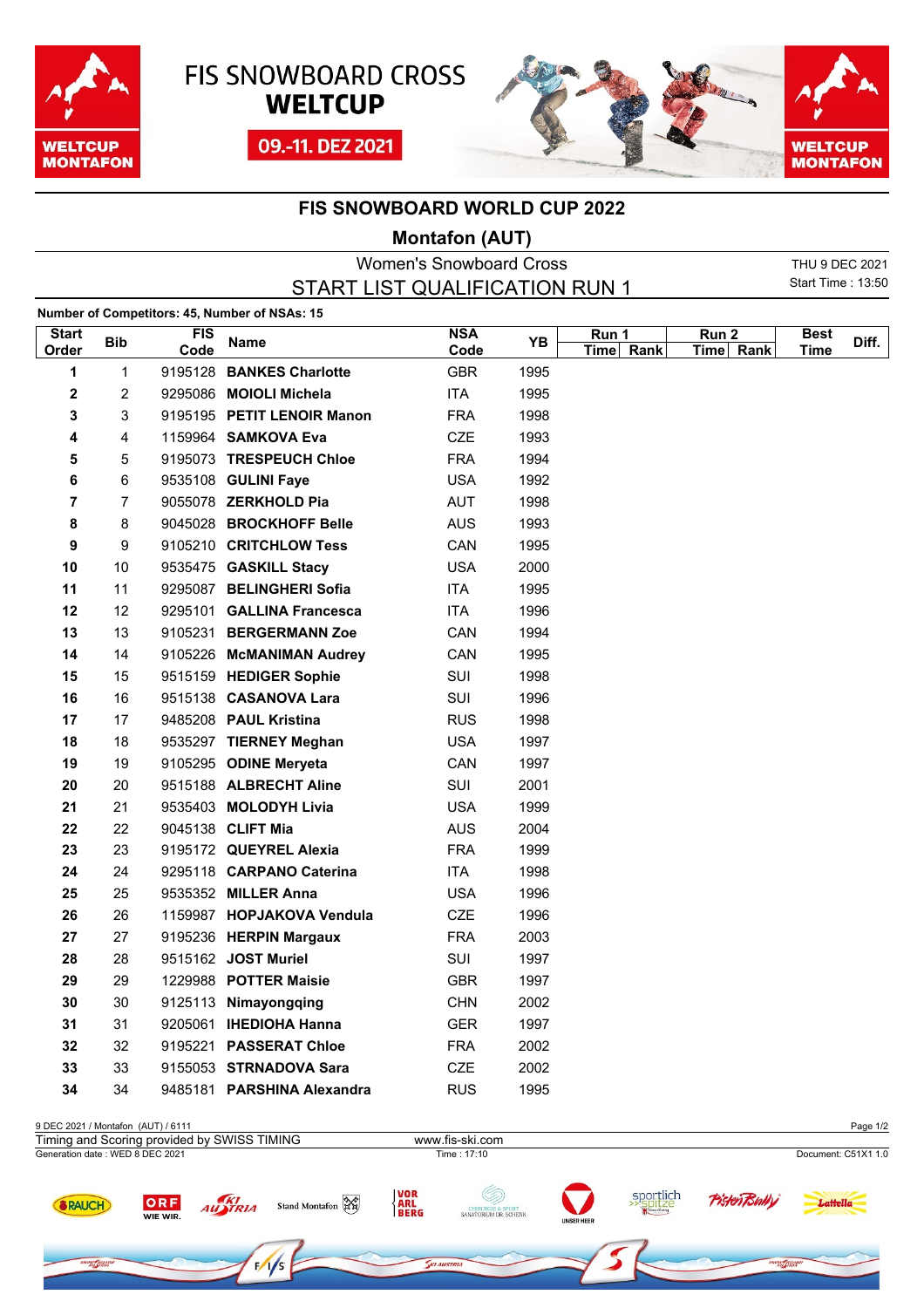FIS SNOWBOARD CROSS
**WELTCUP**

09.-11. DEZ 2021

WELTCUP MONTAFON

## FIS SNOWBOARD WORLD CUP 2022

### Montafon (AUT)

Women's Snowboard Cross

START LIST QUALIFICATION RUN 1

THU 9 DEC 2021
Start Time : 13:50

**Number of Competitors: 45, Number of NSAs: 15**

| Start Order | Bib | FIS Code | Name | NSA Code | YB | Run 1 Time | Run 1 Rank | Run 2 Time | Run 2 Rank | Best Time | Diff. |
|---|---|---|---|---|---|---|---|---|---|---|---|
| **1** | 1 | 9195128 | **BANKES Charlotte** | GBR | 1995 | | | | | | |
| **2** | 2 | 9295086 | **MOIOLI Michela** | ITA | 1995 | | | | | | |
| **3** | 3 | 9195195 | **PETIT LENOIR Manon** | FRA | 1998 | | | | | | |
| **4** | 4 | 1159964 | **SAMKOVA Eva** | CZE | 1993 | | | | | | |
| **5** | 5 | 9195073 | **TRESPEUCH Chloe** | FRA | 1994 | | | | | | |
| **6** | 6 | 9535108 | **GULINI Faye** | USA | 1992 | | | | | | |
| **7** | 7 | 9055078 | **ZERKHOLD Pia** | AUT | 1998 | | | | | | |
| **8** | 8 | 9045028 | **BROCKHOFF Belle** | AUS | 1993 | | | | | | |
| **9** | 9 | 9105210 | **CRITCHLOW Tess** | CAN | 1995 | | | | | | |
| **10** | 10 | 9535475 | **GASKILL Stacy** | USA | 2000 | | | | | | |
| **11** | 11 | 9295087 | **BELINGHERI Sofia** | ITA | 1995 | | | | | | |
| **12** | 12 | 9295101 | **GALLINA Francesca** | ITA | 1996 | | | | | | |
| **13** | 13 | 9105231 | **BERGERMANN Zoe** | CAN | 1994 | | | | | | |
| **14** | 14 | 9105226 | **McMANIMAN Audrey** | CAN | 1995 | | | | | | |
| **15** | 15 | 9515159 | **HEDIGER Sophie** | SUI | 1998 | | | | | | |
| **16** | 16 | 9515138 | **CASANOVA Lara** | SUI | 1996 | | | | | | |
| **17** | 17 | 9485208 | **PAUL Kristina** | RUS | 1998 | | | | | | |
| **18** | 18 | 9535297 | **TIERNEY Meghan** | USA | 1997 | | | | | | |
| **19** | 19 | 9105295 | **ODINE Meryeta** | CAN | 1997 | | | | | | |
| **20** | 20 | 9515188 | **ALBRECHT Aline** | SUI | 2001 | | | | | | |
| **21** | 21 | 9535403 | **MOLODYH Livia** | USA | 1999 | | | | | | |
| **22** | 22 | 9045138 | **CLIFT Mia** | AUS | 2004 | | | | | | |
| **23** | 23 | 9195172 | **QUEYREL Alexia** | FRA | 1999 | | | | | | |
| **24** | 24 | 9295118 | **CARPANO Caterina** | ITA | 1998 | | | | | | |
| **25** | 25 | 9535352 | **MILLER Anna** | USA | 1996 | | | | | | |
| **26** | 26 | 1159987 | **HOPJAKOVA Vendula** | CZE | 1996 | | | | | | |
| **27** | 27 | 9195236 | **HERPIN Margaux** | FRA | 2003 | | | | | | |
| **28** | 28 | 9515162 | **JOST Muriel** | SUI | 1997 | | | | | | |
| **29** | 29 | 1229988 | **POTTER Maisie** | GBR | 1997 | | | | | | |
| **30** | 30 | 9125113 | **Nimayongqing** | CHN | 2002 | | | | | | |
| **31** | 31 | 9205061 | **IHEDIOHA Hanna** | GER | 1997 | | | | | | |
| **32** | 32 | 9195221 | **PASSERAT Chloe** | FRA | 2002 | | | | | | |
| **33** | 33 | 9155053 | **STRNADOVA Sara** | CZE | 2002 | | | | | | |
| **34** | 34 | 9485181 | **PARSHINA Alexandra** | RUS | 1995 | | | | | | |

9 DEC 2021 / Montafon (AUT) / 6111

Timing and Scoring provided by SWISS TIMING — www.fis-ski.com

Generation date : WED 8 DEC 2021 — Time : 17:10 — Document: C51X1 1.0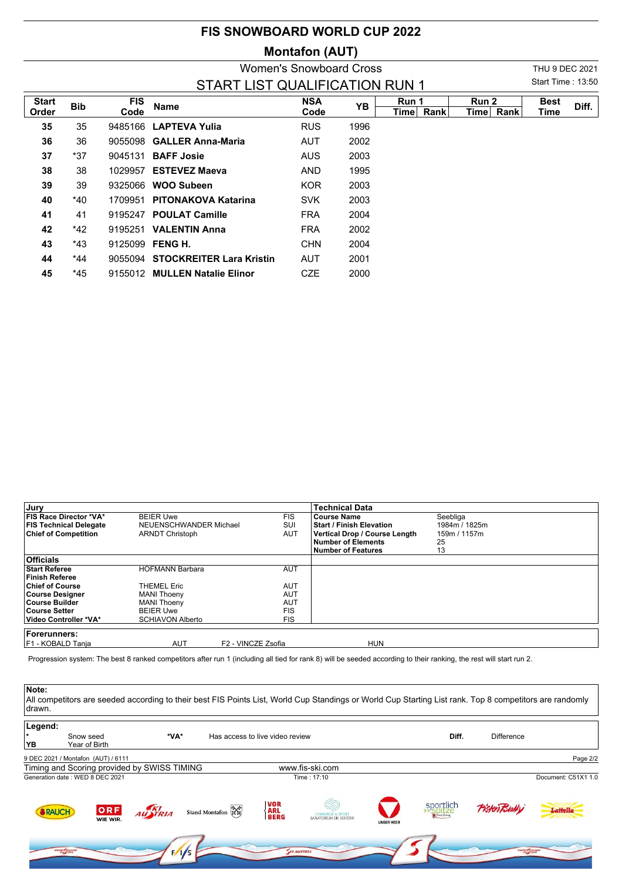# FIS SNOWBOARD WORLD CUP 2022

## Montafon (AUT)

### Women's Snowboard Cross

### START LIST QUALIFICATION RUN 1

THU 9 DEC 2021
Start Time : 13:50

| Start Order | Bib | FIS Code | Name | NSA Code | YB | Run 1 Time | Run 1 Rank | Run 2 Time | Run 2 Rank | Best Time | Diff. |
|---|---|---|---|---|---|---|---|---|---|---|---|
| 35 | 35 | 9485166 | **LAPTEVA Yulia** | RUS | 1996 | | | | | | |
| 36 | 36 | 9055098 | **GALLER Anna-Maria** | AUT | 2002 | | | | | | |
| 37 | *37 | 9045131 | **BAFF Josie** | AUS | 2003 | | | | | | |
| 38 | 38 | 1029957 | **ESTEVEZ Maeva** | AND | 1995 | | | | | | |
| 39 | 39 | 9325066 | **WOO Subeen** | KOR | 2003 | | | | | | |
| 40 | *40 | 1709951 | **PITONAKOVA Katarina** | SVK | 2003 | | | | | | |
| 41 | 41 | 9195247 | **POULAT Camille** | FRA | 2004 | | | | | | |
| 42 | *42 | 9195251 | **VALENTIN Anna** | FRA | 2002 | | | | | | |
| 43 | *43 | 9125099 | **FENG H.** | CHN | 2004 | | | | | | |
| 44 | *44 | 9055094 | **STOCKREITER Lara Kristin** | AUT | 2001 | | | | | | |
| 45 | *45 | 9155012 | **MULLEN Natalie Elinor** | CZE | 2000 | | | | | | |

| Jury | | |
|---|---|---|
| **FIS Race Director *VA*** | BEIER Uwe | FIS |
| **FIS Technical Delegate** | NEUENSCHWANDER Michael | SUI |
| **Chief of Competition** | ARNDT Christoph | AUT |

| Technical Data | |
|---|---|
| **Course Name** | Seebliga |
| **Start / Finish Elevation** | 1984m / 1825m |
| **Vertical Drop / Course Length** | 159m / 1157m |
| **Number of Elements** | 25 |
| **Number of Features** | 13 |

| Officials | | |
|---|---|---|
| **Start Referee** | HOFMANN Barbara | AUT |
| **Finish Referee** | | |
| **Chief of Course** | THEMEL Eric | AUT |
| **Course Designer** | MANI Thoeny | AUT |
| **Course Builder** | MANI Thoeny | AUT |
| **Course Setter** | BEIER Uwe | FIS |
| **Video Controller *VA*** | SCHIAVON Alberto | FIS |

**Forerunners:**
F1 - KOBALD Tanja AUT F2 - VINCZE Zsofia HUN

Progression system: The best 8 ranked competitors after run 1 (including all tied for rank 8) will be seeded according to their ranking, the rest will start run 2.

**Note:**
All competitors are seeded according to their best FIS Points List, World Cup Standings or World Cup Starting List rank. Top 8 competitors are randomly drawn.

**Legend:**
* Snow seed
**YB** Year of Birth
**\*VA\*** Has access to live video review
**Diff.** Difference

9 DEC 2021 / Montafon (AUT) / 6111
Timing and Scoring provided by SWISS TIMING — www.fis-ski.com
Generation date : WED 8 DEC 2021 — Time : 17:10 — Document: C51X1 1.0